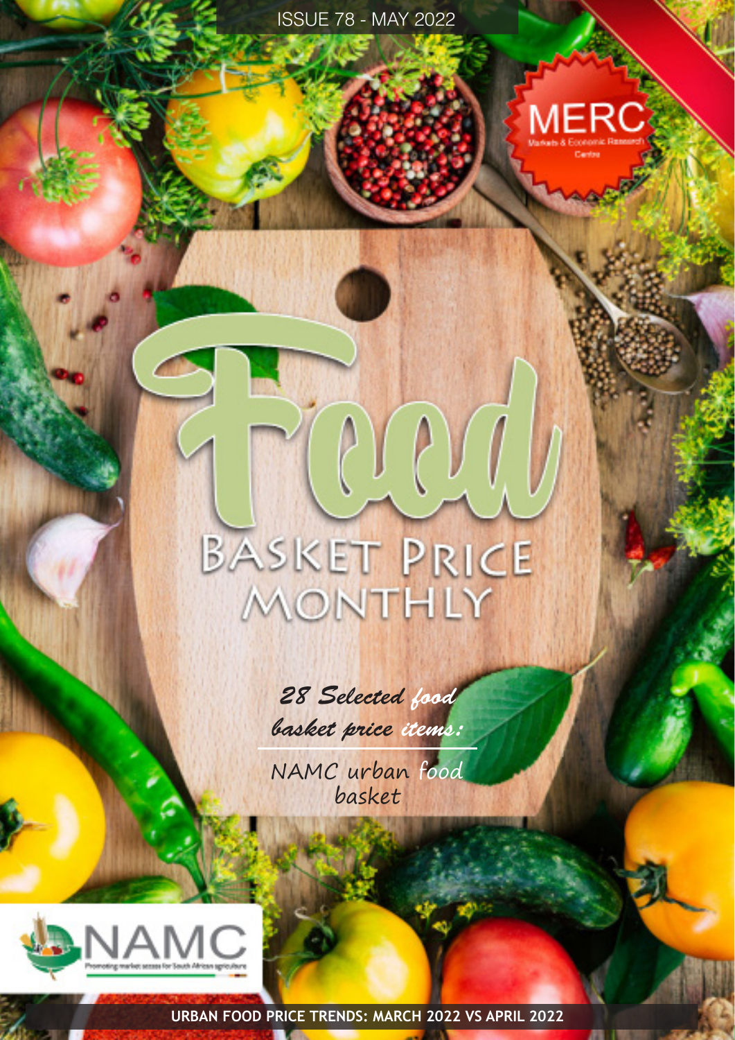ISSUE 78 - MAY 2022

MERC

Markets & Economic Research Centre

# Food

## BASKET PRICE MONTHLY

*28 Selected food basket price items:*

NAMC urban food basket

NAMC

Promoting market access for South African agriculture

**URBAN FOOD PRICE TRENDS: MARCH 2022 VS APRIL 2022**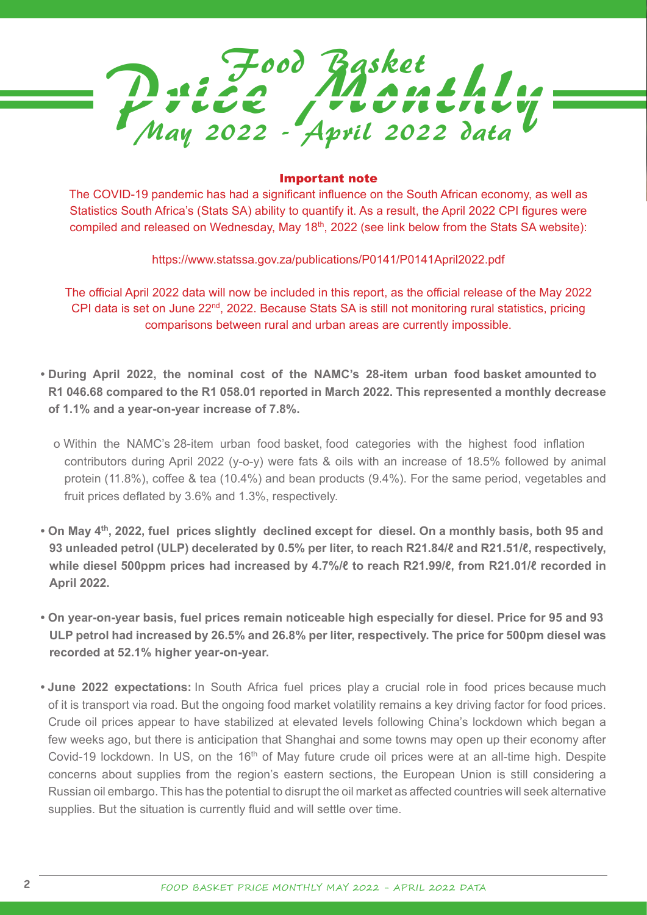# Food Basket Price Monthly

## May 2022 - April 2022 data

### Important note

The COVID-19 pandemic has had a significant influence on the South African economy, as well as Statistics South Africa's (Stats SA) ability to quantify it. As a result, the April 2022 CPI figures were compiled and released on Wednesday, May 18th, 2022 (see link below from the Stats SA website):

https://www.statssa.gov.za/publications/P0141/P0141April2022.pdf

The official April 2022 data will now be included in this report, as the official release of the May 2022 CPI data is set on June 22nd, 2022. Because Stats SA is still not monitoring rural statistics, pricing comparisons between rural and urban areas are currently impossible.

- **During April 2022, the nominal cost of the NAMC's 28-item urban food basket amounted to R1 046.68 compared to the R1 058.01 reported in March 2022. This represented a monthly decrease of 1.1% and a year-on-year increase of 7.8%.**
  - Within the NAMC's 28-item urban food basket, food categories with the highest food inflation contributors during April 2022 (y-o-y) were fats & oils with an increase of 18.5% followed by animal protein (11.8%), coffee & tea (10.4%) and bean products (9.4%). For the same period, vegetables and fruit prices deflated by 3.6% and 1.3%, respectively.
- **On May 4th, 2022, fuel prices slightly declined except for diesel. On a monthly basis, both 95 and 93 unleaded petrol (ULP) decelerated by 0.5% per liter, to reach R21.84/ℓ and R21.51/ℓ, respectively, while diesel 500ppm prices had increased by 4.7%/ℓ to reach R21.99/ℓ, from R21.01/ℓ recorded in April 2022.**
- **On year-on-year basis, fuel prices remain noticeable high especially for diesel. Price for 95 and 93 ULP petrol had increased by 26.5% and 26.8% per liter, respectively. The price for 500pm diesel was recorded at 52.1% higher year-on-year.**
- **June 2022 expectations:** In South Africa fuel prices play a crucial role in food prices because much of it is transport via road. But the ongoing food market volatility remains a key driving factor for food prices. Crude oil prices appear to have stabilized at elevated levels following China's lockdown which began a few weeks ago, but there is anticipation that Shanghai and some towns may open up their economy after Covid-19 lockdown. In US, on the 16th of May future crude oil prices were at an all-time high. Despite concerns about supplies from the region's eastern sections, the European Union is still considering a Russian oil embargo. This has the potential to disrupt the oil market as affected countries will seek alternative supplies. But the situation is currently fluid and will settle over time.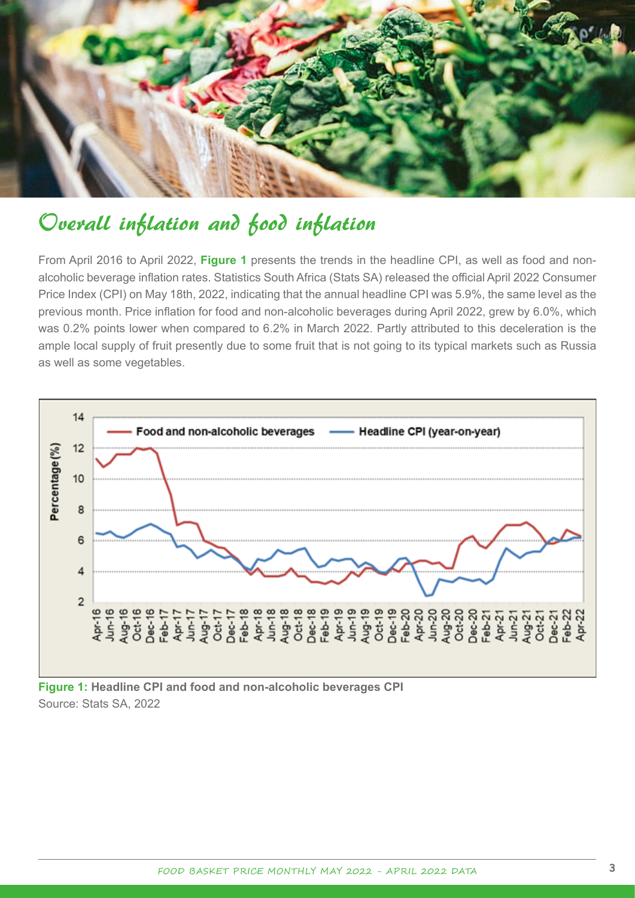# Overall inflation and food inflation

From April 2016 to April 2022, **Figure 1** presents the trends in the headline CPI, as well as food and non-alcoholic beverage inflation rates. Statistics South Africa (Stats SA) released the official April 2022 Consumer Price Index (CPI) on May 18th, 2022, indicating that the annual headline CPI was 5.9%, the same level as the previous month. Price inflation for food and non-alcoholic beverages during April 2022, grew by 6.0%, which was 0.2% points lower when compared to 6.2% in March 2022. Partly attributed to this deceleration is the ample local supply of fruit presently due to some fruit that is not going to its typical markets such as Russia as well as some vegetables.

**Figure 1: Headline CPI and food and non-alcoholic beverages CPI**
Source: Stats SA, 2022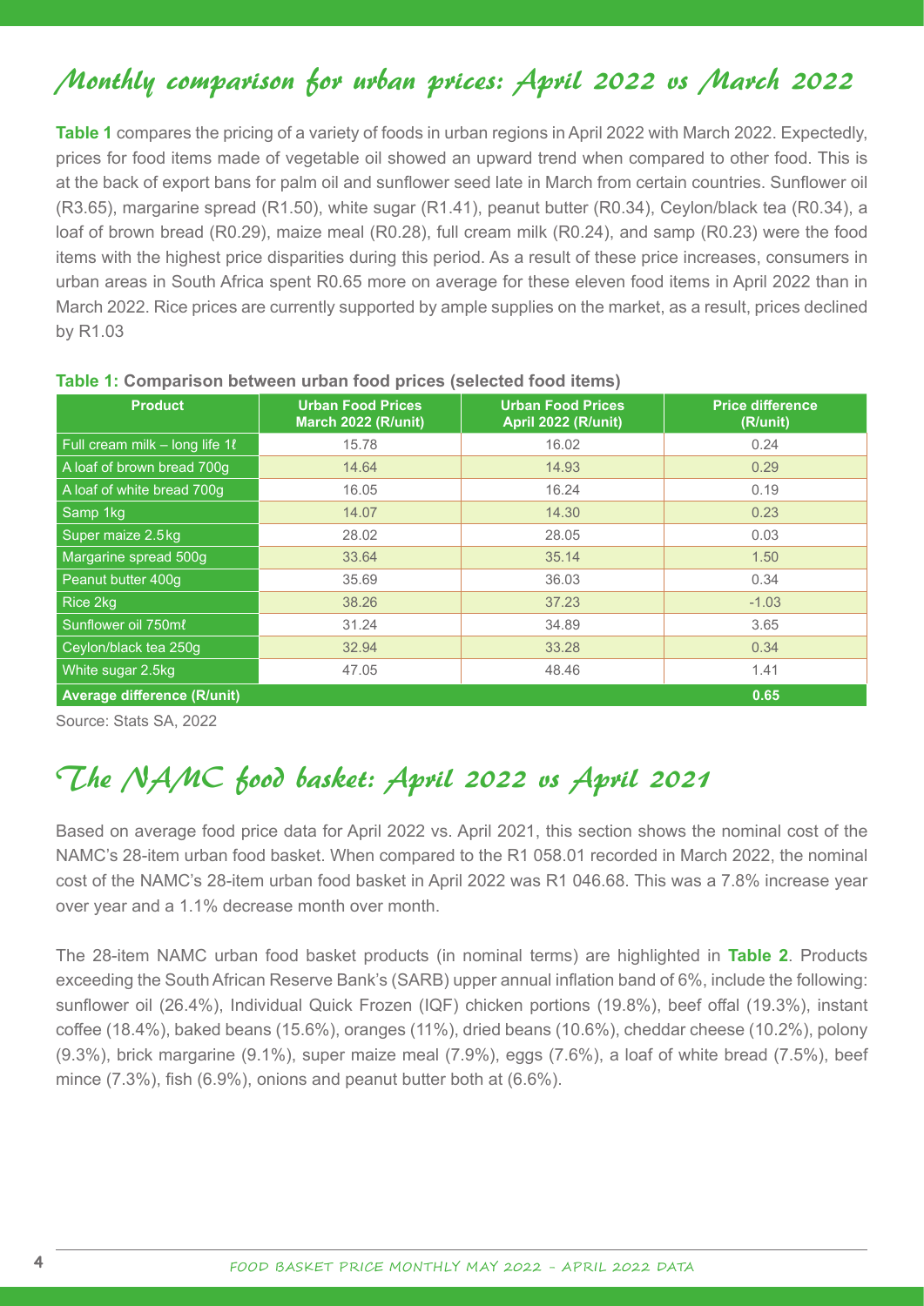## Monthly comparison for urban prices: April 2022 vs March 2022

**Table 1** compares the pricing of a variety of foods in urban regions in April 2022 with March 2022. Expectedly, prices for food items made of vegetable oil showed an upward trend when compared to other food. This is at the back of export bans for palm oil and sunflower seed late in March from certain countries. Sunflower oil (R3.65), margarine spread (R1.50), white sugar (R1.41), peanut butter (R0.34), Ceylon/black tea (R0.34), a loaf of brown bread (R0.29), maize meal (R0.28), full cream milk (R0.24), and samp (R0.23) were the food items with the highest price disparities during this period. As a result of these price increases, consumers in urban areas in South Africa spent R0.65 more on average for these eleven food items in April 2022 than in March 2022. Rice prices are currently supported by ample supplies on the market, as a result, prices declined by R1.03

**Table 1: Comparison between urban food prices (selected food items)**

| Product | Urban Food Prices March 2022 (R/unit) | Urban Food Prices April 2022 (R/unit) | Price difference (R/unit) |
|---|---|---|---|
| Full cream milk – long life 1ℓ | 15.78 | 16.02 | 0.24 |
| A loaf of brown bread 700g | 14.64 | 14.93 | 0.29 |
| A loaf of white bread 700g | 16.05 | 16.24 | 0.19 |
| Samp 1kg | 14.07 | 14.30 | 0.23 |
| Super maize 2.5kg | 28.02 | 28.05 | 0.03 |
| Margarine spread 500g | 33.64 | 35.14 | 1.50 |
| Peanut butter 400g | 35.69 | 36.03 | 0.34 |
| Rice 2kg | 38.26 | 37.23 | -1.03 |
| Sunflower oil 750mℓ | 31.24 | 34.89 | 3.65 |
| Ceylon/black tea 250g | 32.94 | 33.28 | 0.34 |
| White sugar 2.5kg | 47.05 | 48.46 | 1.41 |
| **Average difference (R/unit)** | | | **0.65** |

Source: Stats SA, 2022

## The NAMC food basket: April 2022 vs April 2021

Based on average food price data for April 2022 vs. April 2021, this section shows the nominal cost of the NAMC's 28-item urban food basket. When compared to the R1 058.01 recorded in March 2022, the nominal cost of the NAMC's 28-item urban food basket in April 2022 was R1 046.68. This was a 7.8% increase year over year and a 1.1% decrease month over month.

The 28-item NAMC urban food basket products (in nominal terms) are highlighted in **Table 2**. Products exceeding the South African Reserve Bank's (SARB) upper annual inflation band of 6%, include the following: sunflower oil (26.4%), Individual Quick Frozen (IQF) chicken portions (19.8%), beef offal (19.3%), instant coffee (18.4%), baked beans (15.6%), oranges (11%), dried beans (10.6%), cheddar cheese (10.2%), polony (9.3%), brick margarine (9.1%), super maize meal (7.9%), eggs (7.6%), a loaf of white bread (7.5%), beef mince (7.3%), fish (6.9%), onions and peanut butter both at (6.6%).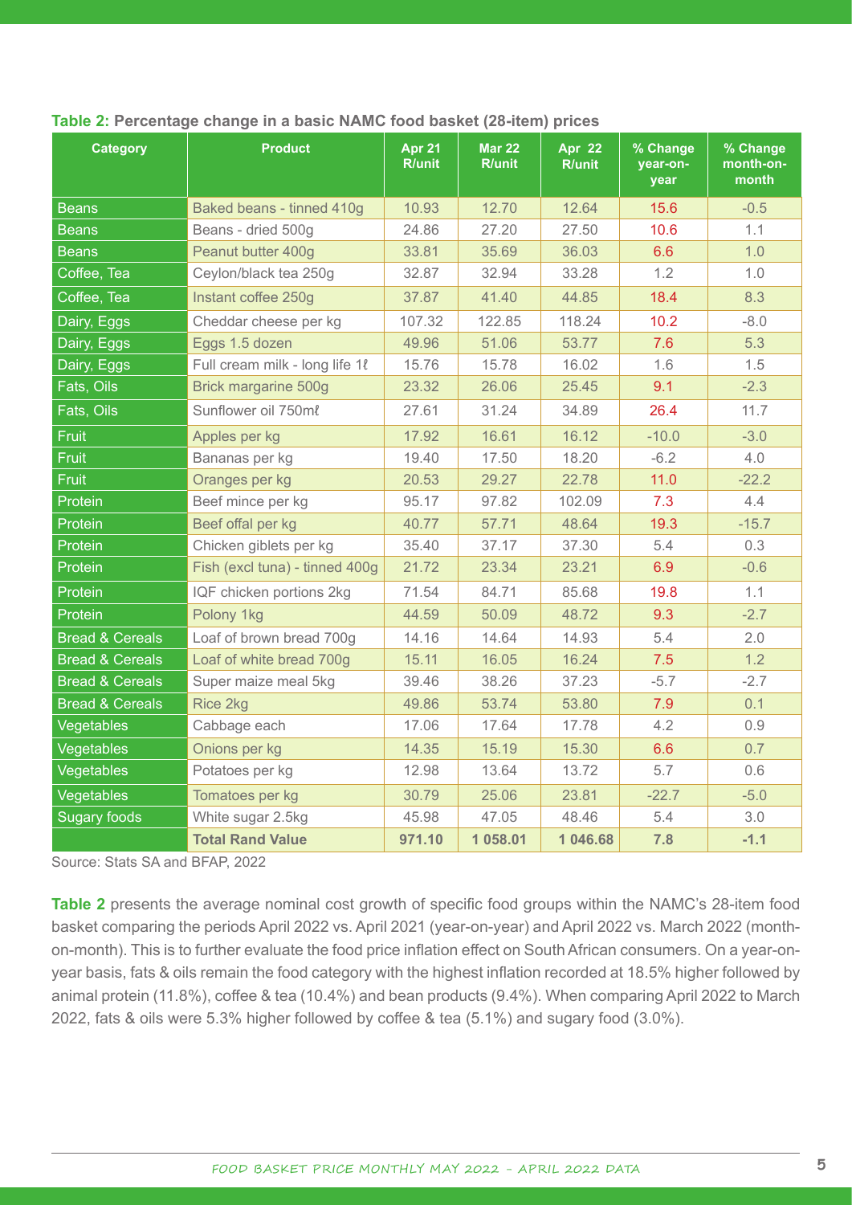**Table 2: Percentage change in a basic NAMC food basket (28-item) prices**

| Category | Product | Apr 21 R/unit | Mar 22 R/unit | Apr 22 R/unit | % Change year-on-year | % Change month-on-month |
|---|---|---|---|---|---|---|
| Beans | Baked beans - tinned 410g | 10.93 | 12.70 | 12.64 | 15.6 | -0.5 |
| Beans | Beans - dried 500g | 24.86 | 27.20 | 27.50 | 10.6 | 1.1 |
| Beans | Peanut butter 400g | 33.81 | 35.69 | 36.03 | 6.6 | 1.0 |
| Coffee, Tea | Ceylon/black tea 250g | 32.87 | 32.94 | 33.28 | 1.2 | 1.0 |
| Coffee, Tea | Instant coffee 250g | 37.87 | 41.40 | 44.85 | 18.4 | 8.3 |
| Dairy, Eggs | Cheddar cheese per kg | 107.32 | 122.85 | 118.24 | 10.2 | -8.0 |
| Dairy, Eggs | Eggs 1.5 dozen | 49.96 | 51.06 | 53.77 | 7.6 | 5.3 |
| Dairy, Eggs | Full cream milk - long life 1ℓ | 15.76 | 15.78 | 16.02 | 1.6 | 1.5 |
| Fats, Oils | Brick margarine 500g | 23.32 | 26.06 | 25.45 | 9.1 | -2.3 |
| Fats, Oils | Sunflower oil 750mℓ | 27.61 | 31.24 | 34.89 | 26.4 | 11.7 |
| Fruit | Apples per kg | 17.92 | 16.61 | 16.12 | -10.0 | -3.0 |
| Fruit | Bananas per kg | 19.40 | 17.50 | 18.20 | -6.2 | 4.0 |
| Fruit | Oranges per kg | 20.53 | 29.27 | 22.78 | 11.0 | -22.2 |
| Protein | Beef mince per kg | 95.17 | 97.82 | 102.09 | 7.3 | 4.4 |
| Protein | Beef offal per kg | 40.77 | 57.71 | 48.64 | 19.3 | -15.7 |
| Protein | Chicken giblets per kg | 35.40 | 37.17 | 37.30 | 5.4 | 0.3 |
| Protein | Fish (excl tuna) - tinned 400g | 21.72 | 23.34 | 23.21 | 6.9 | -0.6 |
| Protein | IQF chicken portions 2kg | 71.54 | 84.71 | 85.68 | 19.8 | 1.1 |
| Protein | Polony 1kg | 44.59 | 50.09 | 48.72 | 9.3 | -2.7 |
| Bread & Cereals | Loaf of brown bread 700g | 14.16 | 14.64 | 14.93 | 5.4 | 2.0 |
| Bread & Cereals | Loaf of white bread 700g | 15.11 | 16.05 | 16.24 | 7.5 | 1.2 |
| Bread & Cereals | Super maize meal 5kg | 39.46 | 38.26 | 37.23 | -5.7 | -2.7 |
| Bread & Cereals | Rice 2kg | 49.86 | 53.74 | 53.80 | 7.9 | 0.1 |
| Vegetables | Cabbage each | 17.06 | 17.64 | 17.78 | 4.2 | 0.9 |
| Vegetables | Onions per kg | 14.35 | 15.19 | 15.30 | 6.6 | 0.7 |
| Vegetables | Potatoes per kg | 12.98 | 13.64 | 13.72 | 5.7 | 0.6 |
| Vegetables | Tomatoes per kg | 30.79 | 25.06 | 23.81 | -22.7 | -5.0 |
| Sugary foods | White sugar 2.5kg | 45.98 | 47.05 | 48.46 | 5.4 | 3.0 |
| | **Total Rand Value** | **971.10** | **1 058.01** | **1 046.68** | **7.8** | **-1.1** |

Source: Stats SA and BFAP, 2022

**Table 2** presents the average nominal cost growth of specific food groups within the NAMC's 28-item food basket comparing the periods April 2022 vs. April 2021 (year-on-year) and April 2022 vs. March 2022 (month-on-month). This is to further evaluate the food price inflation effect on South African consumers. On a year-on-year basis, fats & oils remain the food category with the highest inflation recorded at 18.5% higher followed by animal protein (11.8%), coffee & tea (10.4%) and bean products (9.4%). When comparing April 2022 to March 2022, fats & oils were 5.3% higher followed by coffee & tea (5.1%) and sugary food (3.0%).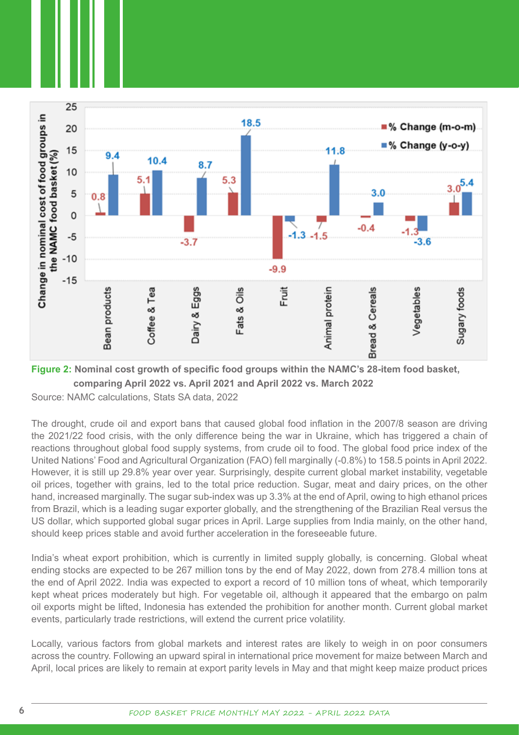**Figure 2:** Nominal cost growth of specific food groups within the NAMC's 28-item food basket, comparing April 2022 vs. April 2021 and April 2022 vs. March 2022

Source: NAMC calculations, Stats SA data, 2022

The drought, crude oil and export bans that caused global food inflation in the 2007/8 season are driving the 2021/22 food crisis, with the only difference being the war in Ukraine, which has triggered a chain of reactions throughout global food supply systems, from crude oil to food. The global food price index of the United Nations' Food and Agricultural Organization (FAO) fell marginally (-0.8%) to 158.5 points in April 2022. However, it is still up 29.8% year over year. Surprisingly, despite current global market instability, vegetable oil prices, together with grains, led to the total price reduction. Sugar, meat and dairy prices, on the other hand, increased marginally. The sugar sub-index was up 3.3% at the end of April, owing to high ethanol prices from Brazil, which is a leading sugar exporter globally, and the strengthening of the Brazilian Real versus the US dollar, which supported global sugar prices in April. Large supplies from India mainly, on the other hand, should keep prices stable and avoid further acceleration in the foreseeable future.

India's wheat export prohibition, which is currently in limited supply globally, is concerning. Global wheat ending stocks are expected to be 267 million tons by the end of May 2022, down from 278.4 million tons at the end of April 2022. India was expected to export a record of 10 million tons of wheat, which temporarily kept wheat prices moderately but high. For vegetable oil, although it appeared that the embargo on palm oil exports might be lifted, Indonesia has extended the prohibition for another month. Current global market events, particularly trade restrictions, will extend the current price volatility.

Locally, various factors from global markets and interest rates are likely to weigh in on poor consumers across the country. Following an upward spiral in international price movement for maize between March and April, local prices are likely to remain at export parity levels in May and that might keep maize product prices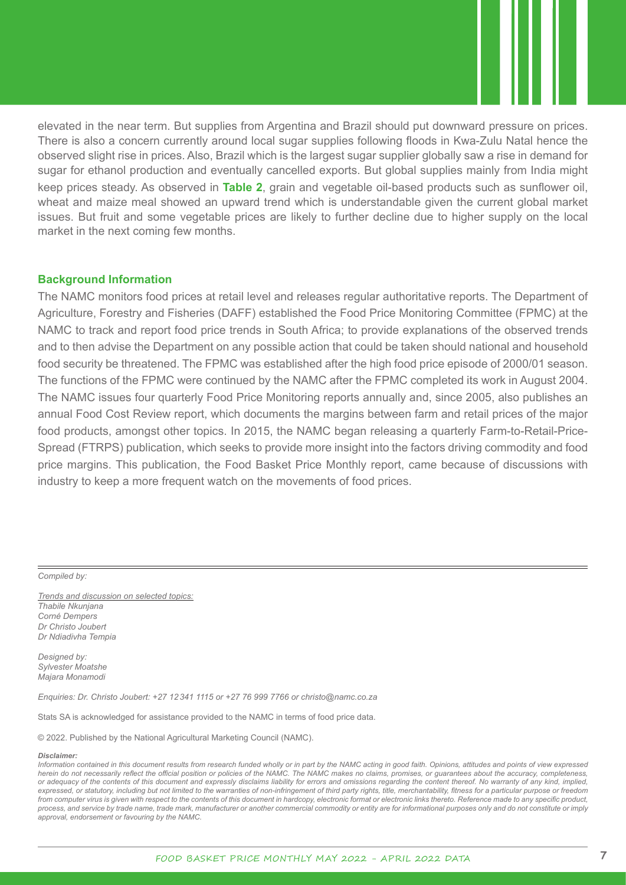elevated in the near term. But supplies from Argentina and Brazil should put downward pressure on prices. There is also a concern currently around local sugar supplies following floods in Kwa-Zulu Natal hence the observed slight rise in prices. Also, Brazil which is the largest sugar supplier globally saw a rise in demand for sugar for ethanol production and eventually cancelled exports. But global supplies mainly from India might keep prices steady. As observed in **Table 2**, grain and vegetable oil-based products such as sunflower oil, wheat and maize meal showed an upward trend which is understandable given the current global market issues. But fruit and some vegetable prices are likely to further decline due to higher supply on the local market in the next coming few months.

## Background Information

The NAMC monitors food prices at retail level and releases regular authoritative reports. The Department of Agriculture, Forestry and Fisheries (DAFF) established the Food Price Monitoring Committee (FPMC) at the NAMC to track and report food price trends in South Africa; to provide explanations of the observed trends and to then advise the Department on any possible action that could be taken should national and household food security be threatened. The FPMC was established after the high food price episode of 2000/01 season. The functions of the FPMC were continued by the NAMC after the FPMC completed its work in August 2004. The NAMC issues four quarterly Food Price Monitoring reports annually and, since 2005, also publishes an annual Food Cost Review report, which documents the margins between farm and retail prices of the major food products, amongst other topics. In 2015, the NAMC began releasing a quarterly Farm-to-Retail-Price-Spread (FTRPS) publication, which seeks to provide more insight into the factors driving commodity and food price margins. This publication, the Food Basket Price Monthly report, came because of discussions with industry to keep a more frequent watch on the movements of food prices.

---

*Compiled by:*

*Trends and discussion on selected topics:*
*Thabile Nkunjana*
*Corné Dempers*
*Dr Christo Joubert*
*Dr Ndiadivha Tempia*

*Designed by:*
*Sylvester Moatshe*
*Majara Monamodi*

*Enquiries: Dr. Christo Joubert: +27 12 341 1115 or +27 76 999 7766 or christo@namc.co.za*

Stats SA is acknowledged for assistance provided to the NAMC in terms of food price data.

© 2022. Published by the National Agricultural Marketing Council (NAMC).

***Disclaimer:***
*Information contained in this document results from research funded wholly or in part by the NAMC acting in good faith. Opinions, attitudes and points of view expressed herein do not necessarily reflect the official position or policies of the NAMC. The NAMC makes no claims, promises, or guarantees about the accuracy, completeness, or adequacy of the contents of this document and expressly disclaims liability for errors and omissions regarding the content thereof. No warranty of any kind, implied, expressed, or statutory, including but not limited to the warranties of non-infringement of third party rights, title, merchantability, fitness for a particular purpose or freedom from computer virus is given with respect to the contents of this document in hardcopy, electronic format or electronic links thereto. Reference made to any specific product, process, and service by trade name, trade mark, manufacturer or another commercial commodity or entity are for informational purposes only and do not constitute or imply approval, endorsement or favouring by the NAMC.*